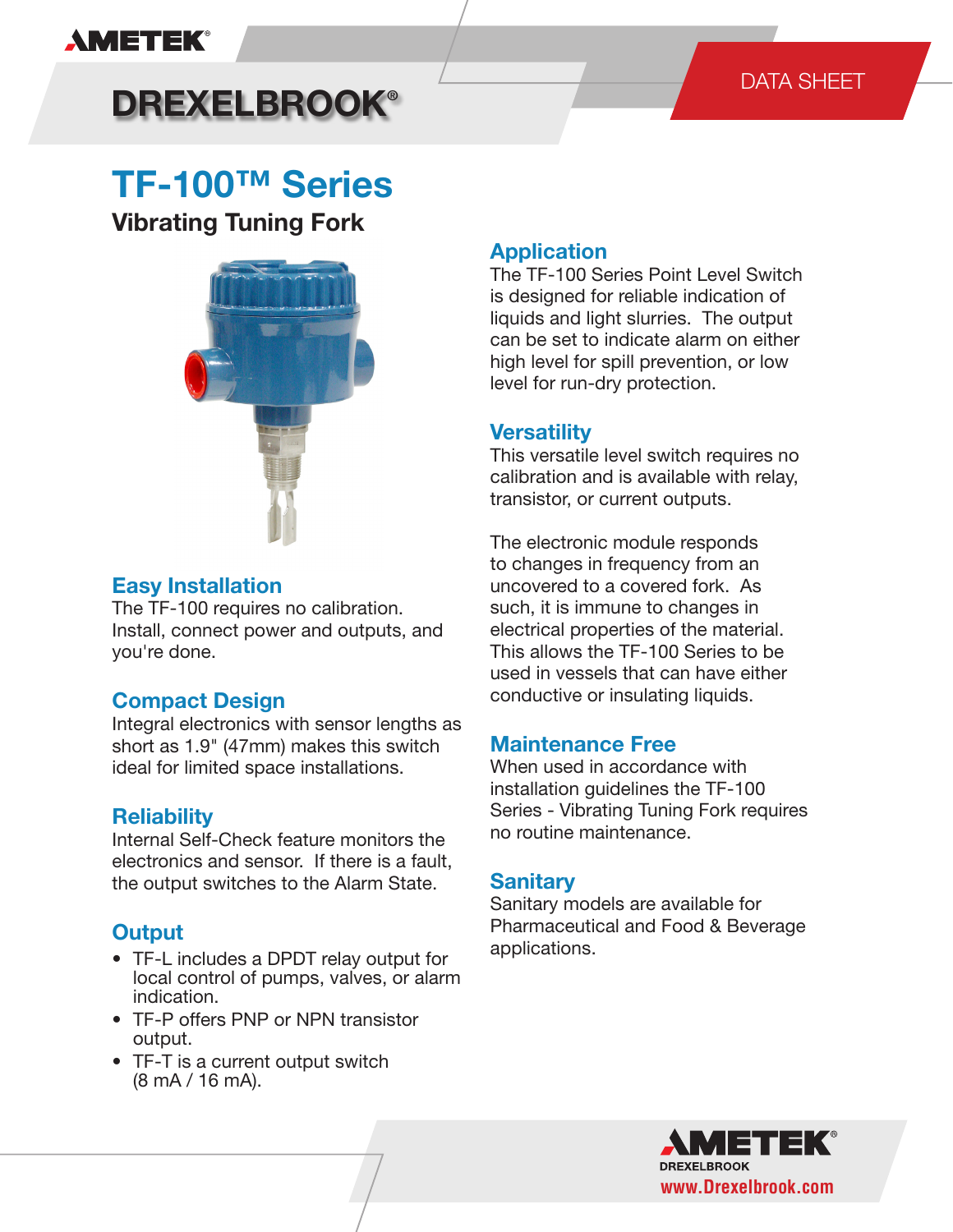AMETEK®

DREXELBROOK®

DATA SHEET

# TF-100™ Series

## Vibrating Tuning Fork

### Easy Installation
The TF-100 requires no calibration. Install, connect power and outputs, and you're done.

### Compact Design
Integral electronics with sensor lengths as short as 1.9" (47mm) makes this switch ideal for limited space installations.

### Reliability
Internal Self-Check feature monitors the electronics and sensor. If there is a fault, the output switches to the Alarm State.

### Output
- TF-L includes a DPDT relay output for local control of pumps, valves, or alarm indication.
- TF-P offers PNP or NPN transistor output.
- TF-T is a current output switch (8 mA / 16 mA).

### Application
The TF-100 Series Point Level Switch is designed for reliable indication of liquids and light slurries. The output can be set to indicate alarm on either high level for spill prevention, or low level for run-dry protection.

### Versatility
This versatile level switch requires no calibration and is available with relay, transistor, or current outputs.

The electronic module responds to changes in frequency from an uncovered to a covered fork. As such, it is immune to changes in electrical properties of the material. This allows the TF-100 Series to be used in vessels that can have either conductive or insulating liquids.

### Maintenance Free
When used in accordance with installation guidelines the TF-100 Series - Vibrating Tuning Fork requires no routine maintenance.

### Sanitary
Sanitary models are available for Pharmaceutical and Food & Beverage applications.

AMETEK® DREXELBROOK
www.Drexelbrook.com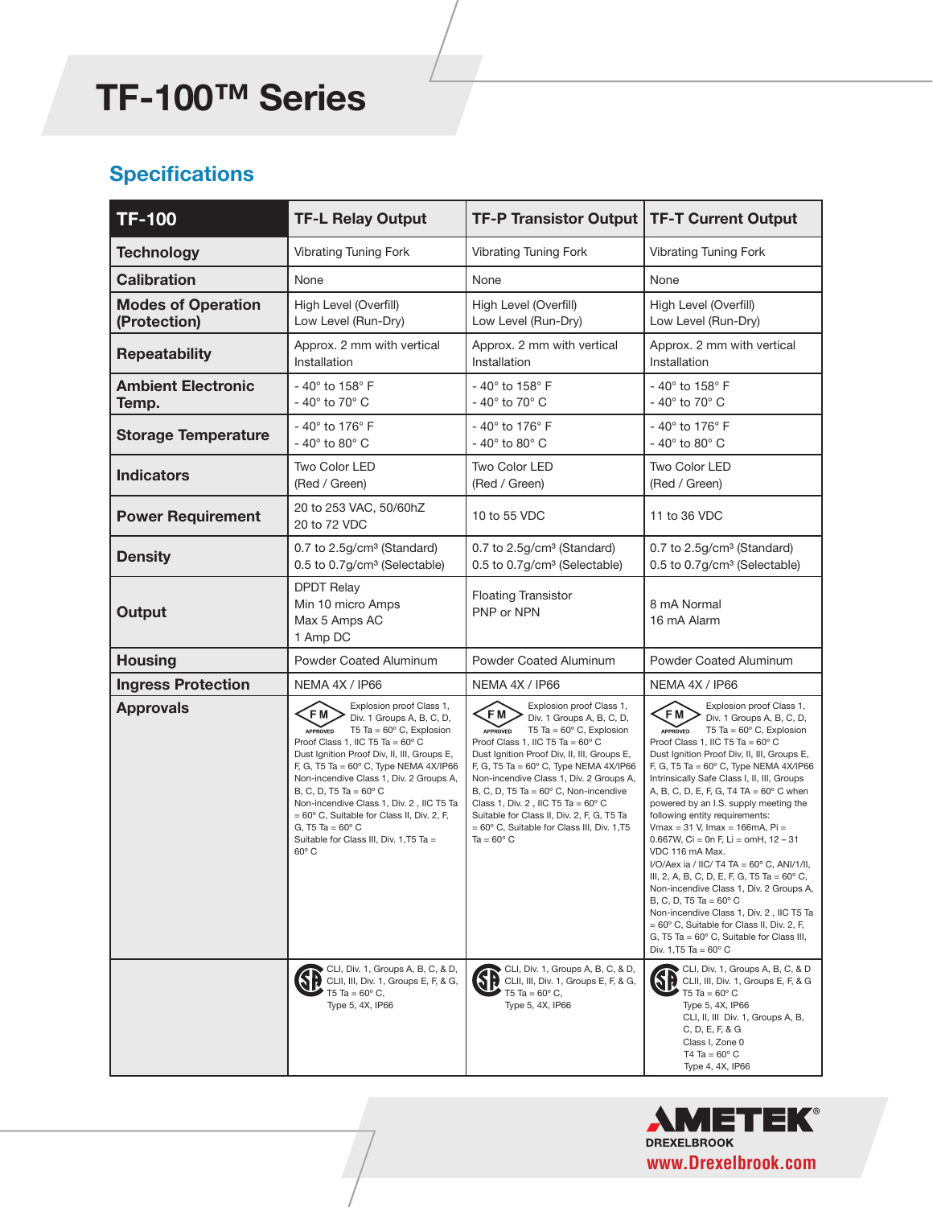# TF-100™ Series

## Specifications

| TF-100 | TF-L Relay Output | TF-P Transistor Output | TF-T Current Output |
|---|---|---|---|
| **Technology** | Vibrating Tuning Fork | Vibrating Tuning Fork | Vibrating Tuning Fork |
| **Calibration** | None | None | None |
| **Modes of Operation (Protection)** | High Level (Overfill)<br>Low Level (Run-Dry) | High Level (Overfill)<br>Low Level (Run-Dry) | High Level (Overfill)<br>Low Level (Run-Dry) |
| **Repeatability** | Approx. 2 mm with vertical Installation | Approx. 2 mm with vertical Installation | Approx. 2 mm with vertical Installation |
| **Ambient Electronic Temp.** | - 40° to 158° F<br>- 40° to 70° C | - 40° to 158° F<br>- 40° to 70° C | - 40° to 158° F<br>- 40° to 70° C |
| **Storage Temperature** | - 40° to 176° F<br>- 40° to 80° C | - 40° to 176° F<br>- 40° to 80° C | - 40° to 176° F<br>- 40° to 80° C |
| **Indicators** | Two Color LED<br>(Red / Green) | Two Color LED<br>(Red / Green) | Two Color LED<br>(Red / Green) |
| **Power Requirement** | 20 to 253 VAC, 50/60hZ<br>20 to 72 VDC | 10 to 55 VDC | 11 to 36 VDC |
| **Density** | 0.7 to 2.5g/cm³ (Standard)<br>0.5 to 0.7g/cm³ (Selectable) | 0.7 to 2.5g/cm³ (Standard)<br>0.5 to 0.7g/cm³ (Selectable) | 0.7 to 2.5g/cm³ (Standard)<br>0.5 to 0.7g/cm³ (Selectable) |
| **Output** | DPDT Relay<br>Min 10 micro Amps<br>Max 5 Amps AC<br>1 Amp DC | Floating Transistor<br>PNP or NPN | 8 mA Normal<br>16 mA Alarm |
| **Housing** | Powder Coated Aluminum | Powder Coated Aluminum | Powder Coated Aluminum |
| **Ingress Protection** | NEMA 4X / IP66 | NEMA 4X / IP66 | NEMA 4X / IP66 |
| **Approvals** | FM APPROVED Explosion proof Class 1, Div. 1 Groups A, B, C, D, T5 Ta = 60° C, Explosion Proof Class 1, IIC T5 Ta = 60° C Dust Ignition Proof Div, II, III, Groups E, F, G, T5 Ta = 60° C, Type NEMA 4X/IP66 Non-incendive Class 1, Div. 2 Groups A, B, C, D, T5 Ta = 60° C Non-incendive Class 1, Div. 2 , IIC T5 Ta = 60° C, Suitable for Class II, Div. 2, F, G, T5 Ta = 60° C Suitable for Class III, Div. 1,T5 Ta = 60° C | FM APPROVED Explosion proof Class 1, Div. 1 Groups A, B, C, D, T5 Ta = 60° C, Explosion Proof Class 1, IIC T5 Ta = 60° C Dust Ignition Proof Div, II, III, Groups E, F, G, T5 Ta = 60° C, Type NEMA 4X/IP66 Non-incendive Class 1, Div. 2 Groups A, B, C, D, T5 Ta = 60° C, Non-incendive Class 1, Div. 2 , IIC T5 Ta = 60° C Suitable for Class II, Div. 2, F, G, T5 Ta = 60° C, Suitable for Class III, Div. 1,T5 Ta = 60° C | FM APPROVED Explosion proof Class 1, Div. 1 Groups A, B, C, D, T5 Ta = 60° C, Explosion Proof Class 1, IIC T5 Ta = 60° C Dust Ignition Proof Div, II, III, Groups E, F, G, T5 Ta = 60° C, Type NEMA 4X/IP66 Intrinsically Safe Class I, II, III, Groups A, B, C, D, E, F, G, T4 TA = 60° C when powered by an I.S. supply meeting the following entity requirements: Vmax = 31 V, Imax = 166mA, Pi = 0.667W, Ci = 0n F, Li = omH, 12 – 31 VDC 116 mA Max. I/O/Aex ia / IIC/ T4 TA = 60° C, ANI/1/II, III, 2, A, B, C, D, E, F, G, T5 Ta = 60° C, Non-incendive Class 1, Div. 2 Groups A, B, C, D, T5 Ta = 60° C Non-incendive Class 1, Div. 2 , IIC T5 Ta = 60° C, Suitable for Class II, Div. 2, F, G, T5 Ta = 60° C, Suitable for Class III, Div. 1,T5 Ta = 60° C |
| | CSA CLI, Div. 1, Groups A, B, C, & D, CLII, III, Div. 1, Groups E, F, & G, T5 Ta = 60° C, Type 5, 4X, IP66 | CSA CLI, Div. 1, Groups A, B, C, & D, CLII, III, Div. 1, Groups E, F, & G, T5 Ta = 60° C, Type 5, 4X, IP66 | CSA CLI, Div. 1, Groups A, B, C, & D CLII, III, Div. 1, Groups E, F, & G T5 Ta = 60° C Type 5, 4X, IP66 CLI, II, III Div. 1, Groups A, B, C, D, E, F, & G Class I, Zone 0 T4 Ta = 60° C Type 4, 4X, IP66 |

AMETEK®
DREXELBROOK
www.Drexelbrook.com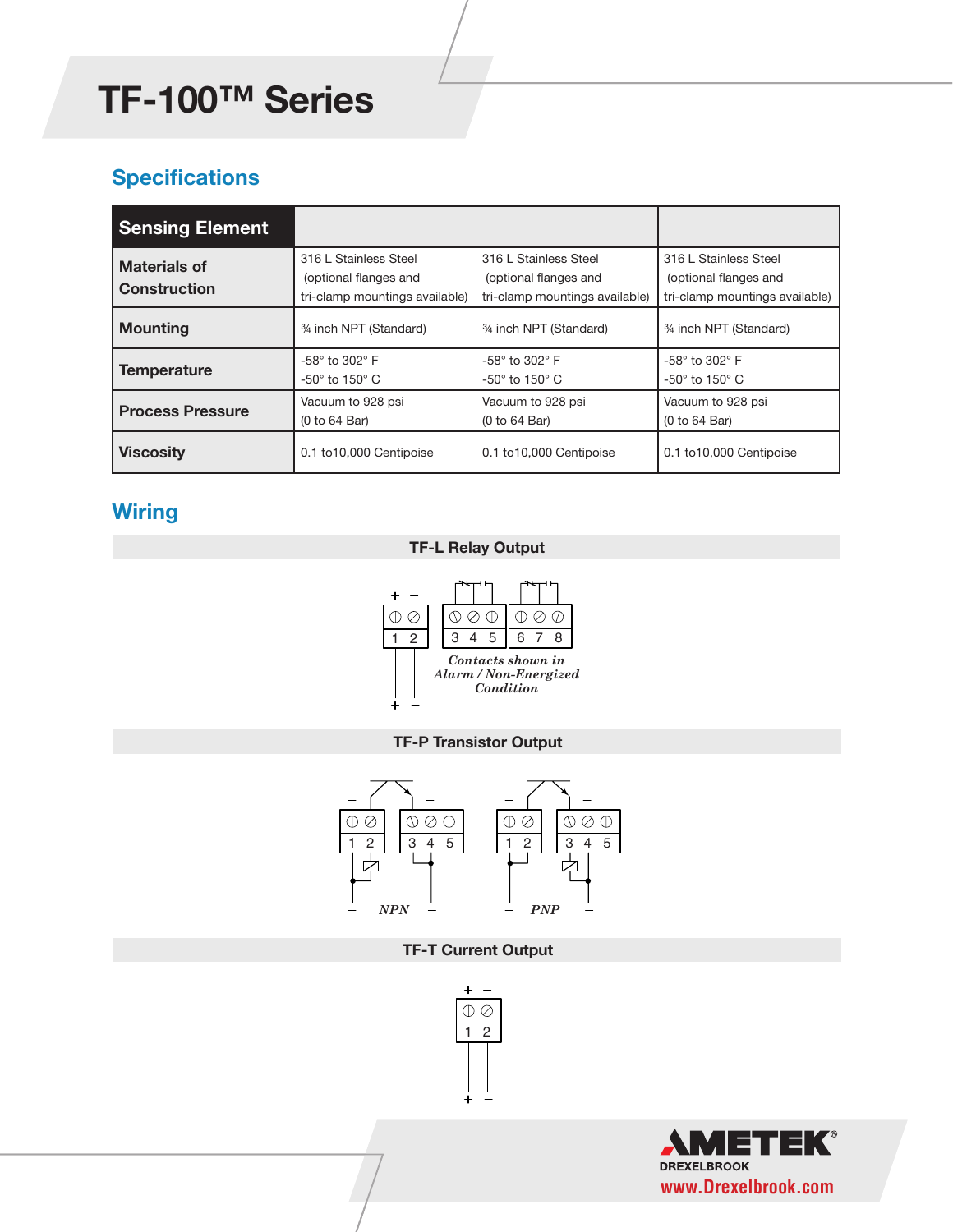# TF-100™ Series

## Specifications

| Sensing Element | | | |
|---|---|---|---|
| **Materials of Construction** | 316 L Stainless Steel (optional flanges and tri-clamp mountings available) | 316 L Stainless Steel (optional flanges and tri-clamp mountings available) | 316 L Stainless Steel (optional flanges and tri-clamp mountings available) |
| **Mounting** | ¾ inch NPT (Standard) | ¾ inch NPT (Standard) | ¾ inch NPT (Standard) |
| **Temperature** | -58° to 302° F<br>-50° to 150° C | -58° to 302° F<br>-50° to 150° C | -58° to 302° F<br>-50° to 150° C |
| **Process Pressure** | Vacuum to 928 psi<br>(0 to 64 Bar) | Vacuum to 928 psi<br>(0 to 64 Bar) | Vacuum to 928 psi<br>(0 to 64 Bar) |
| **Viscosity** | 0.1 to10,000 Centipoise | 0.1 to10,000 Centipoise | 0.1 to10,000 Centipoise |

## Wiring

### TF-L Relay Output

\+ –

1 2

3 4 5

6 7 8

\+ –

*Contacts shown in Alarm / Non-Energized Condition*

### TF-P Transistor Output

\+ –

1 2

3 4 5

\+ *NPN* –

\+ –

1 2

3 4 5

\+ *PNP* –

### TF-T Current Output

\+ –

1 2

\+ –

AMETEK®
DREXELBROOK
www.Drexelbrook.com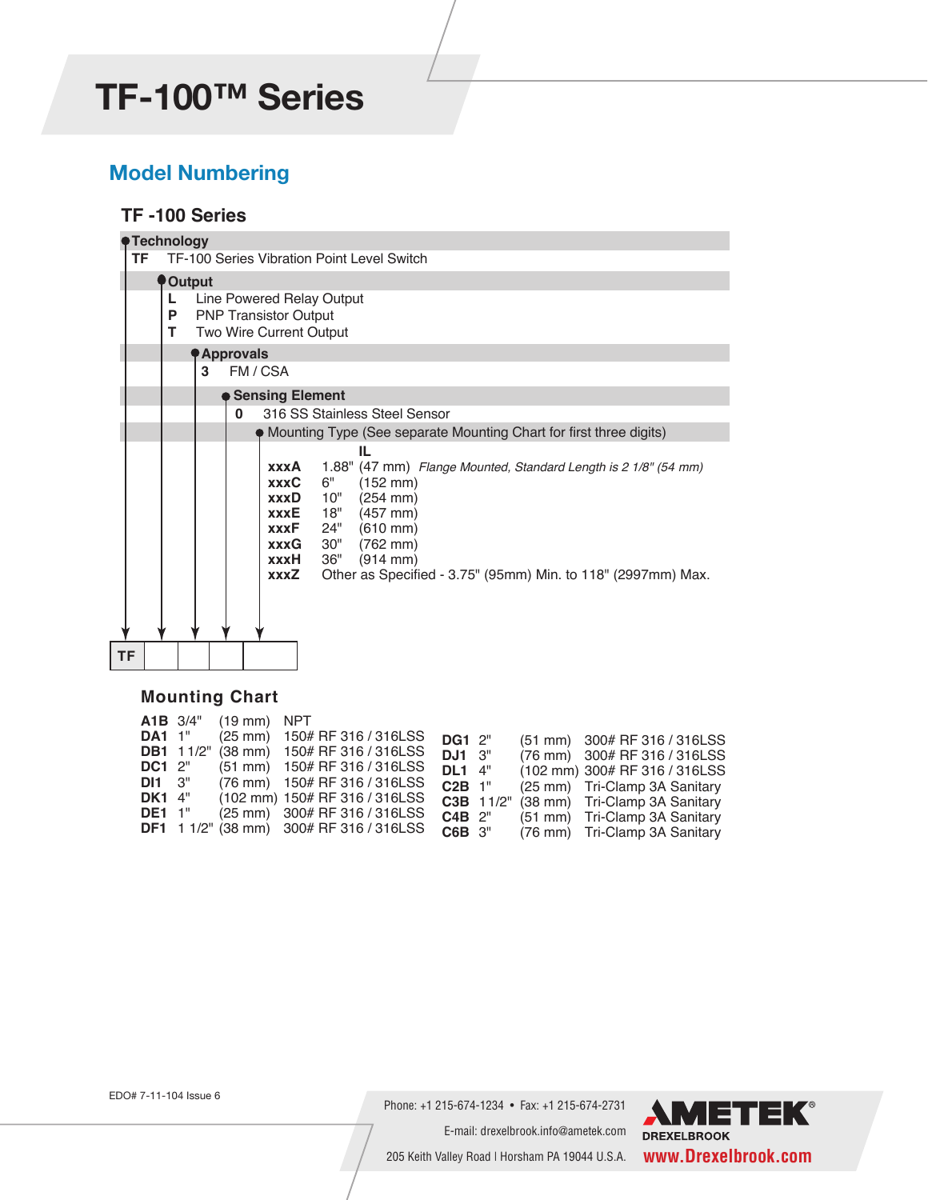# TF-100™ Series

## Model Numbering

### TF -100 Series

**Technology**

**TF** TF-100 Series Vibration Point Level Switch

**Output**

**L** Line Powered Relay Output
**P** PNP Transistor Output
**T** Two Wire Current Output

**Approvals**

**3** FM / CSA

**Sensing Element**

**0** 316 SS Stainless Steel Sensor

**Mounting Type** (See separate Mounting Chart for first three digits)

| | IL | | |
|---|---|---|---|
| **xxxA** | 1.88" | (47 mm) | *Flange Mounted, Standard Length is 2 1/8" (54 mm)* |
| **xxxC** | 6" | (152 mm) | |
| **xxxD** | 10" | (254 mm) | |
| **xxxE** | 18" | (457 mm) | |
| **xxxF** | 24" | (610 mm) | |
| **xxxG** | 30" | (762 mm) | |
| **xxxH** | 36" | (914 mm) | |
| **xxxZ** | Other as Specified - 3.75" (95mm) Min. to 118" (2997mm) Max. | | |

| TF | | | | |
|---|---|---|---|---|

### Mounting Chart

| | | | |
|---|---|---|---|
| **A1B** | 3/4" | (19 mm) | NPT |
| **DA1** | 1" | (25 mm) | 150# RF 316 / 316LSS |
| **DB1** | 1 1/2" | (38 mm) | 150# RF 316 / 316LSS |
| **DC1** | 2" | (51 mm) | 150# RF 316 / 316LSS |
| **DI1** | 3" | (76 mm) | 150# RF 316 / 316LSS |
| **DK1** | 4" | (102 mm) | 150# RF 316 / 316LSS |
| **DE1** | 1" | (25 mm) | 300# RF 316 / 316LSS |
| **DF1** | 1 1/2" | (38 mm) | 300# RF 316 / 316LSS |
| **DG1** | 2" | (51 mm) | 300# RF 316 / 316LSS |
| **DJ1** | 3" | (76 mm) | 300# RF 316 / 316LSS |
| **DL1** | 4" | (102 mm) | 300# RF 316 / 316LSS |
| **C2B** | 1" | (25 mm) | Tri-Clamp 3A Sanitary |
| **C3B** | 1 1/2" | (38 mm) | Tri-Clamp 3A Sanitary |
| **C4B** | 2" | (51 mm) | Tri-Clamp 3A Sanitary |
| **C6B** | 3" | (76 mm) | Tri-Clamp 3A Sanitary |

EDO# 7-11-104 Issue 6

Phone: +1 215-674-1234 • Fax: +1 215-674-2731
E-mail: drexelbrook.info@ametek.com
205 Keith Valley Road | Horsham PA 19044 U.S.A.

AMETEK® DREXELBROOK
www.Drexelbrook.com